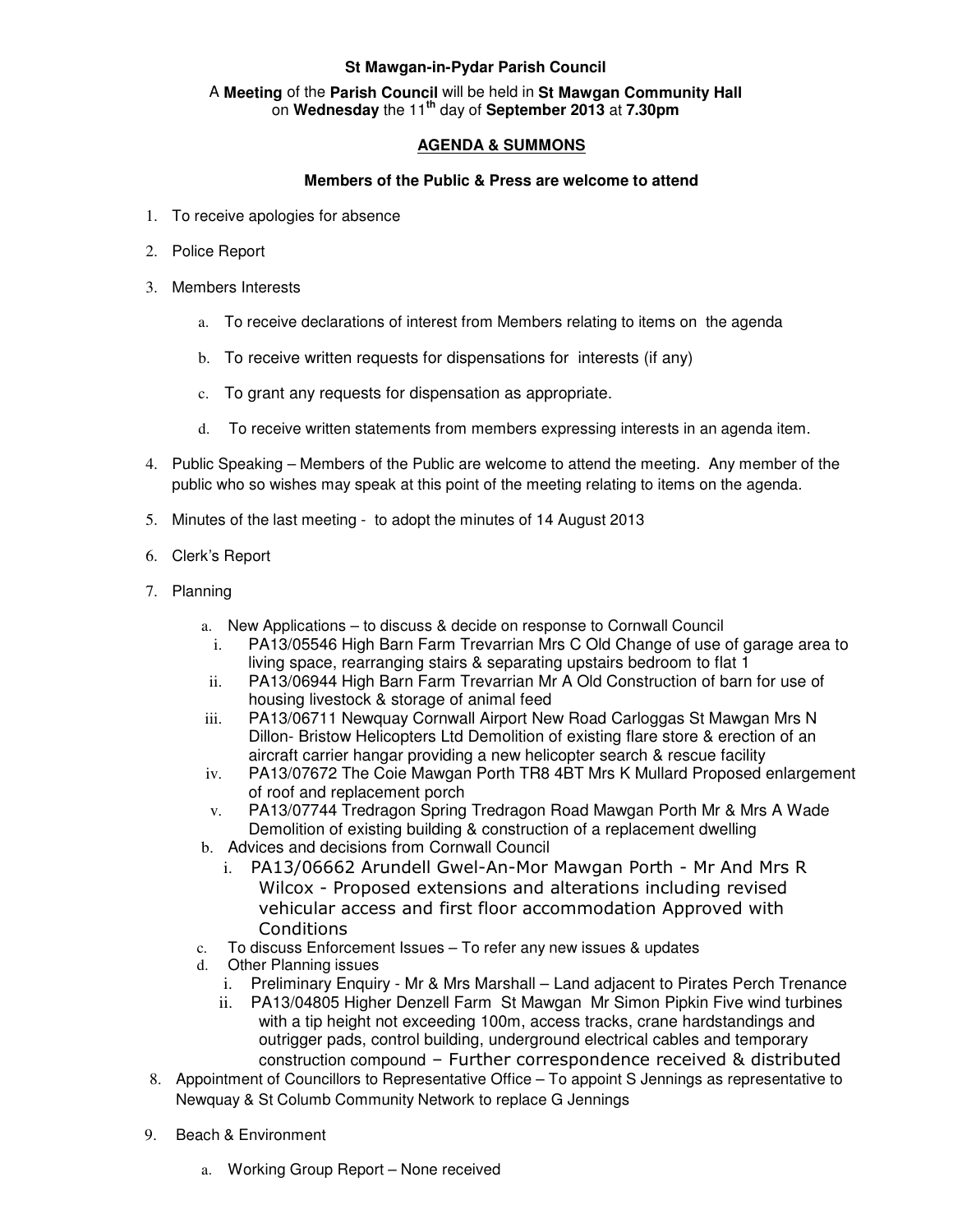**St Mawgan-in-Pydar Parish Council**

A **Meeting** of the **Parish Council** will be held in **St Mawgan Community Hall** on **Wednesday** the 11th day of **September 2013** at **7.30pm**

## AGENDA & SUMMONS

**Members of the Public & Press are welcome to attend**

1. To receive apologies for absence
2. Police Report
3. Members Interests
   a. To receive declarations of interest from Members relating to items on the agenda
   b. To receive written requests for dispensations for interests (if any)
   c. To grant any requests for dispensation as appropriate.
   d. To receive written statements from members expressing interests in an agenda item.
4. Public Speaking – Members of the Public are welcome to attend the meeting. Any member of the public who so wishes may speak at this point of the meeting relating to items on the agenda.
5. Minutes of the last meeting - to adopt the minutes of 14 August 2013
6. Clerk's Report
7. Planning
   a. New Applications – to discuss & decide on response to Cornwall Council
      i. PA13/05546 High Barn Farm Trevarrian Mrs C Old Change of use of garage area to living space, rearranging stairs & separating upstairs bedroom to flat 1
      ii. PA13/06944 High Barn Farm Trevarrian Mr A Old Construction of barn for use of housing livestock & storage of animal feed
      iii. PA13/06711 Newquay Cornwall Airport New Road Carloggas St Mawgan Mrs N Dillon- Bristow Helicopters Ltd Demolition of existing flare store & erection of an aircraft carrier hangar providing a new helicopter search & rescue facility
      iv. PA13/07672 The Coie Mawgan Porth TR8 4BT Mrs K Mullard Proposed enlargement of roof and replacement porch
      v. PA13/07744 Tredragon Spring Tredragon Road Mawgan Porth Mr & Mrs A Wade Demolition of existing building & construction of a replacement dwelling
   b. Advices and decisions from Cornwall Council
      i. PA13/06662 Arundell Gwel-An-Mor Mawgan Porth - Mr And Mrs R Wilcox - Proposed extensions and alterations including revised vehicular access and first floor accommodation Approved with Conditions
   c. To discuss Enforcement Issues – To refer any new issues & updates
   d. Other Planning issues
      i. Preliminary Enquiry - Mr & Mrs Marshall – Land adjacent to Pirates Perch Trenance
      ii. PA13/04805 Higher Denzell Farm St Mawgan Mr Simon Pipkin Five wind turbines with a tip height not exceeding 100m, access tracks, crane hardstandings and outrigger pads, control building, underground electrical cables and temporary construction compound – Further correspondence received & distributed
8. Appointment of Councillors to Representative Office – To appoint S Jennings as representative to Newquay & St Columb Community Network to replace G Jennings
9. Beach & Environment
   a. Working Group Report – None received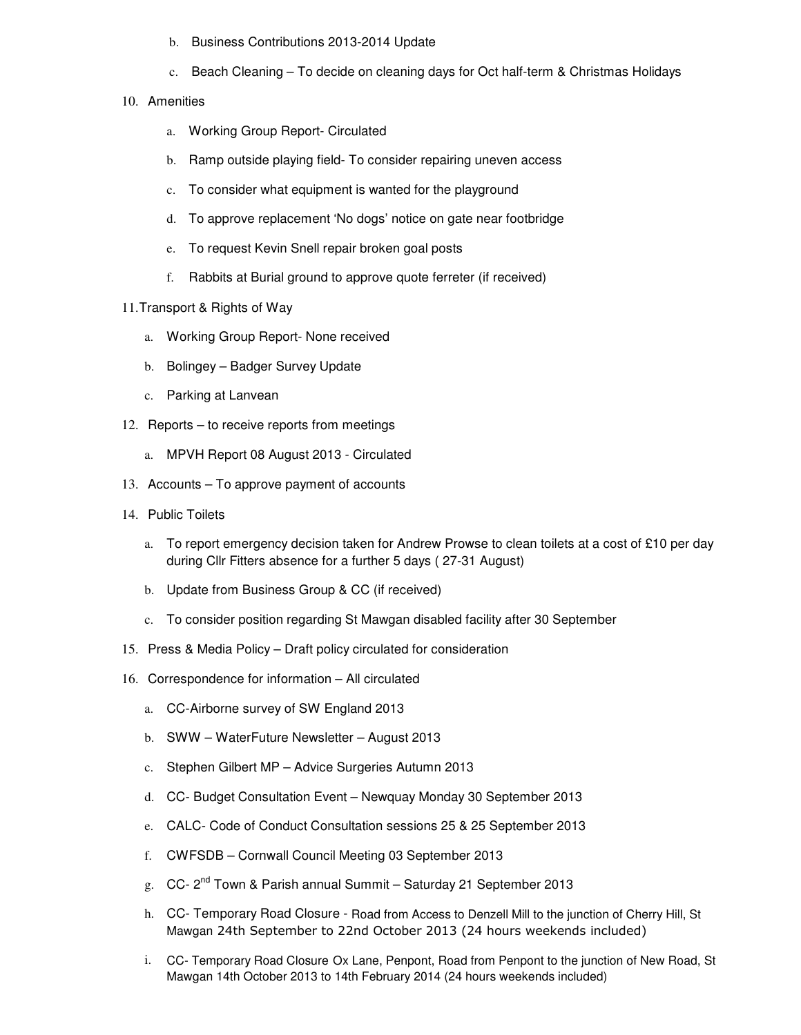b. Business Contributions 2013-2014 Update

c. Beach Cleaning – To decide on cleaning days for Oct half-term & Christmas Holidays

10. Amenities

    a. Working Group Report- Circulated

    b. Ramp outside playing field- To consider repairing uneven access

    c. To consider what equipment is wanted for the playground

    d. To approve replacement 'No dogs' notice on gate near footbridge

    e. To request Kevin Snell repair broken goal posts

    f. Rabbits at Burial ground to approve quote ferreter (if received)

11. Transport & Rights of Way

    a. Working Group Report- None received

    b. Bolingey – Badger Survey Update

    c. Parking at Lanvean

12. Reports – to receive reports from meetings

    a. MPVH Report 08 August 2013 - Circulated

13. Accounts – To approve payment of accounts

14. Public Toilets

    a. To report emergency decision taken for Andrew Prowse to clean toilets at a cost of £10 per day during Cllr Fitters absence for a further 5 days ( 27-31 August)

    b. Update from Business Group & CC (if received)

    c. To consider position regarding St Mawgan disabled facility after 30 September

15. Press & Media Policy – Draft policy circulated for consideration

16. Correspondence for information – All circulated

    a. CC-Airborne survey of SW England 2013

    b. SWW – WaterFuture Newsletter – August 2013

    c. Stephen Gilbert MP – Advice Surgeries Autumn 2013

    d. CC- Budget Consultation Event – Newquay Monday 30 September 2013

    e. CALC- Code of Conduct Consultation sessions 25 & 25 September 2013

    f. CWFSDB – Cornwall Council Meeting 03 September 2013

    g. CC- 2nd Town & Parish annual Summit – Saturday 21 September 2013

    h. CC- Temporary Road Closure - Road from Access to Denzell Mill to the junction of Cherry Hill, St Mawgan 24th September to 22nd October 2013 (24 hours weekends included)

    i. CC- Temporary Road Closure Ox Lane, Penpont, Road from Penpont to the junction of New Road, St Mawgan 14th October 2013 to 14th February 2014 (24 hours weekends included)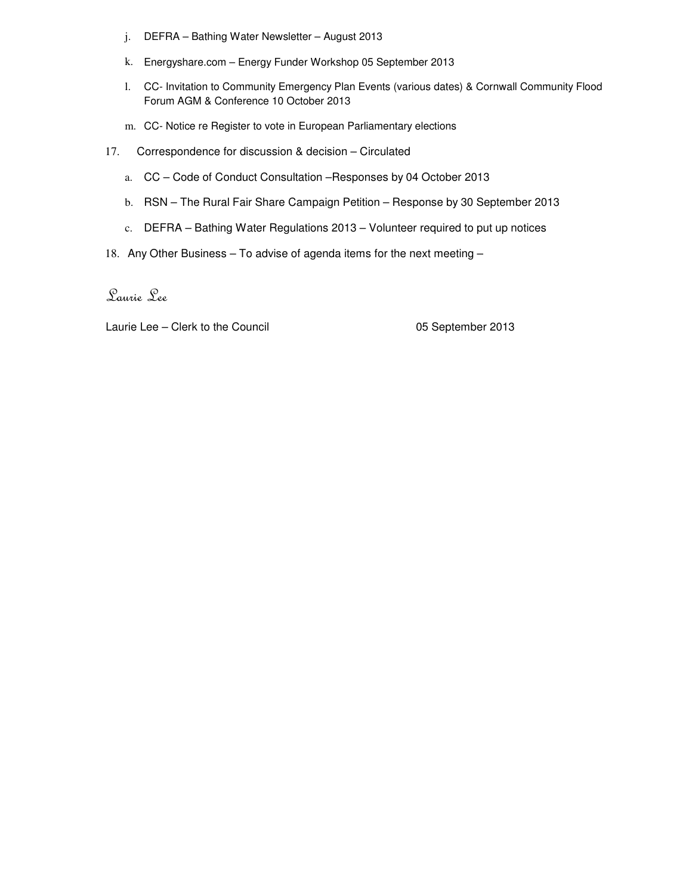j. DEFRA – Bathing Water Newsletter – August 2013

k. Energyshare.com – Energy Funder Workshop 05 September 2013

l. CC- Invitation to Community Emergency Plan Events (various dates) & Cornwall Community Flood Forum AGM & Conference 10 October 2013

m. CC- Notice re Register to vote in European Parliamentary elections

17. Correspondence for discussion & decision – Circulated

    a. CC – Code of Conduct Consultation –Responses by 04 October 2013

    b. RSN – The Rural Fair Share Campaign Petition – Response by 30 September 2013

    c. DEFRA – Bathing Water Regulations 2013 – Volunteer required to put up notices

18. Any Other Business – To advise of agenda items for the next meeting –

*Laurie Lee*

Laurie Lee – Clerk to the Council 05 September 2013